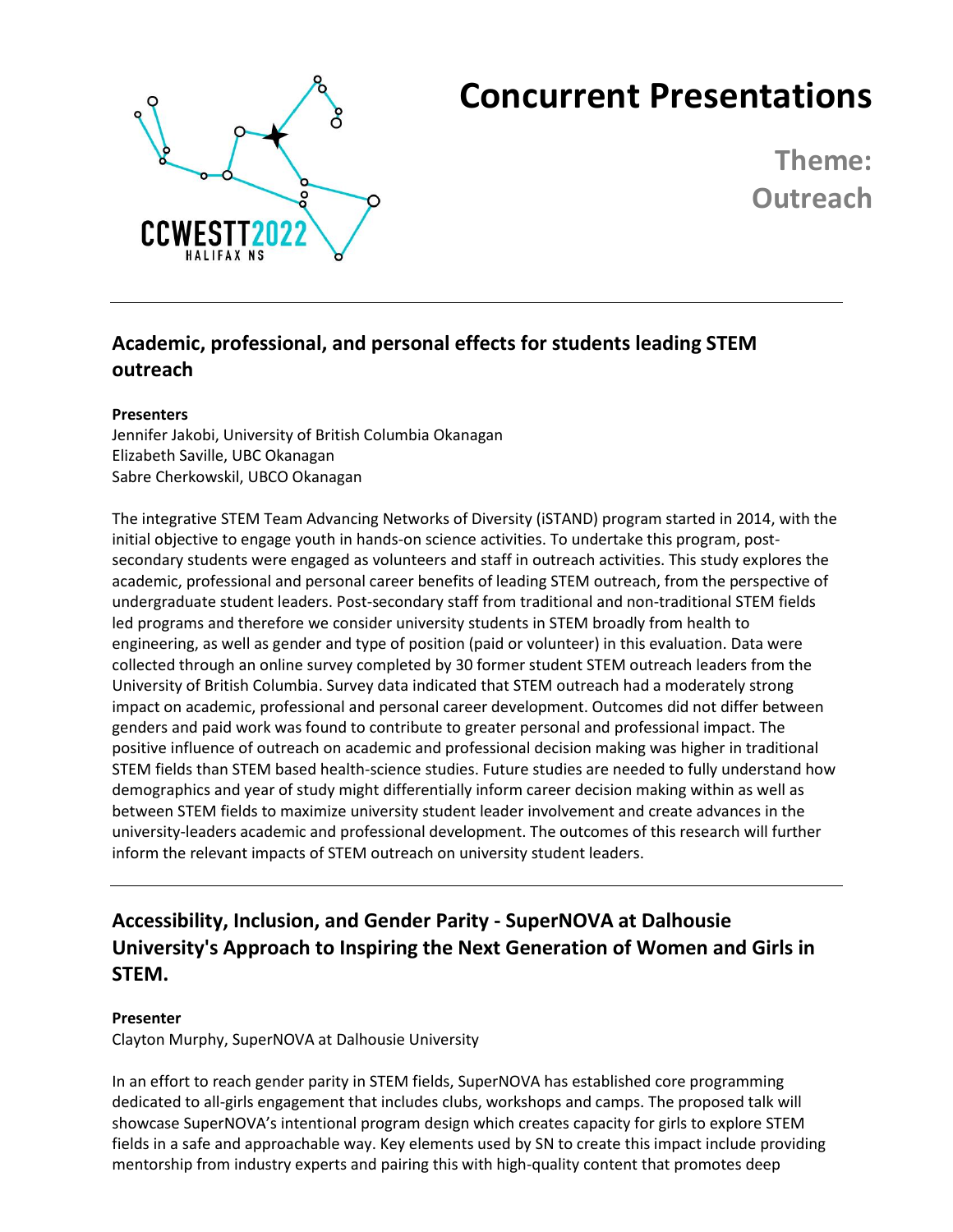# Concurrent Presentations

## Theme: Outreach

---

### Academic, professional, and personal effects for students leading STEM outreach

**Presenters**
Jennifer Jakobi, University of British Columbia Okanagan
Elizabeth Saville, UBC Okanagan
Sabre Cherkowskil, UBCO Okanagan

The integrative STEM Team Advancing Networks of Diversity (iSTAND) program started in 2014, with the initial objective to engage youth in hands-on science activities. To undertake this program, post-secondary students were engaged as volunteers and staff in outreach activities. This study explores the academic, professional and personal career benefits of leading STEM outreach, from the perspective of undergraduate student leaders. Post-secondary staff from traditional and non-traditional STEM fields led programs and therefore we consider university students in STEM broadly from health to engineering, as well as gender and type of position (paid or volunteer) in this evaluation. Data were collected through an online survey completed by 30 former student STEM outreach leaders from the University of British Columbia. Survey data indicated that STEM outreach had a moderately strong impact on academic, professional and personal career development. Outcomes did not differ between genders and paid work was found to contribute to greater personal and professional impact. The positive influence of outreach on academic and professional decision making was higher in traditional STEM fields than STEM based health-science studies. Future studies are needed to fully understand how demographics and year of study might differentially inform career decision making within as well as between STEM fields to maximize university student leader involvement and create advances in the university-leaders academic and professional development. The outcomes of this research will further inform the relevant impacts of STEM outreach on university student leaders.

---

### Accessibility, Inclusion, and Gender Parity - SuperNOVA at Dalhousie University's Approach to Inspiring the Next Generation of Women and Girls in STEM.

**Presenter**
Clayton Murphy, SuperNOVA at Dalhousie University

In an effort to reach gender parity in STEM fields, SuperNOVA has established core programming dedicated to all-girls engagement that includes clubs, workshops and camps. The proposed talk will showcase SuperNOVA's intentional program design which creates capacity for girls to explore STEM fields in a safe and approachable way. Key elements used by SN to create this impact include providing mentorship from industry experts and pairing this with high-quality content that promotes deep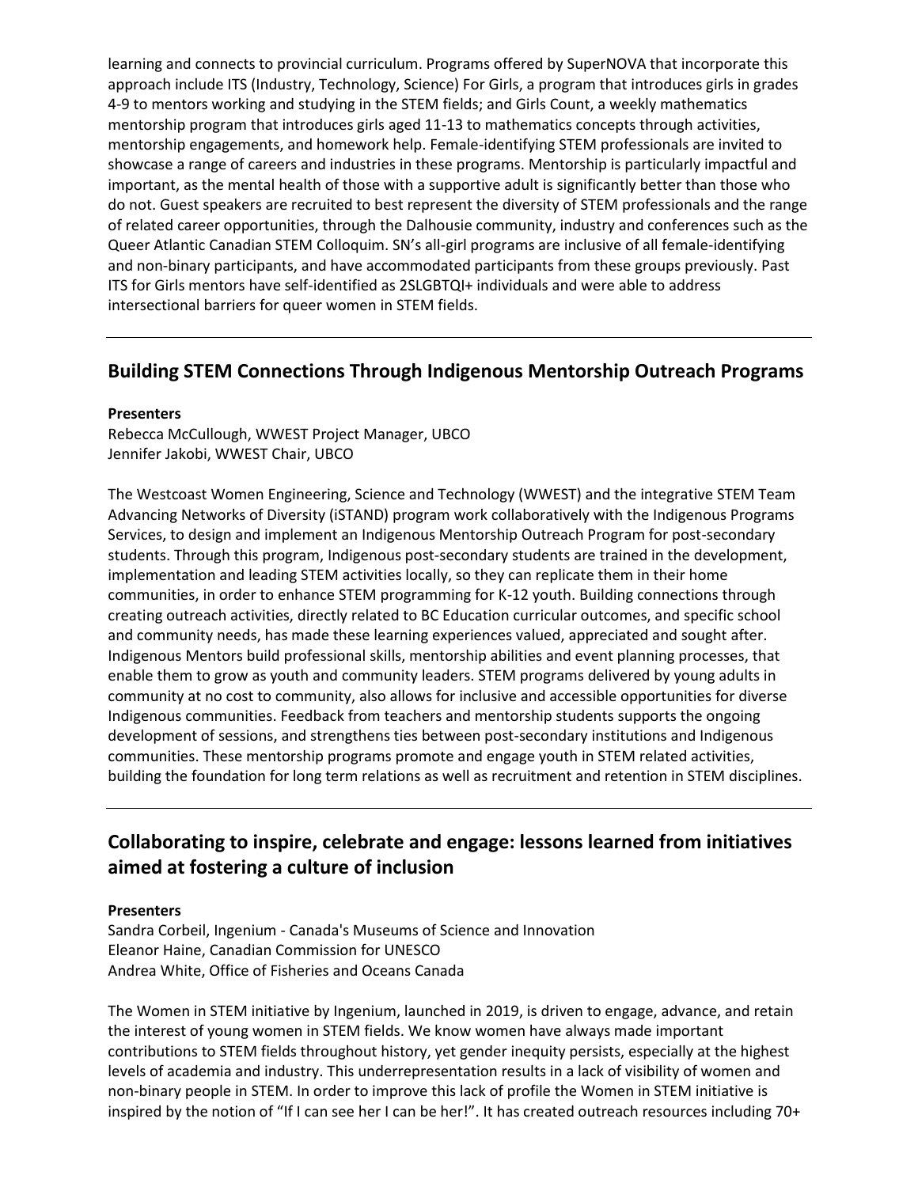learning and connects to provincial curriculum. Programs offered by SuperNOVA that incorporate this approach include ITS (Industry, Technology, Science) For Girls, a program that introduces girls in grades 4-9 to mentors working and studying in the STEM fields; and Girls Count, a weekly mathematics mentorship program that introduces girls aged 11-13 to mathematics concepts through activities, mentorship engagements, and homework help. Female-identifying STEM professionals are invited to showcase a range of careers and industries in these programs. Mentorship is particularly impactful and important, as the mental health of those with a supportive adult is significantly better than those who do not. Guest speakers are recruited to best represent the diversity of STEM professionals and the range of related career opportunities, through the Dalhousie community, industry and conferences such as the Queer Atlantic Canadian STEM Colloquim. SN's all-girl programs are inclusive of all female-identifying and non-binary participants, and have accommodated participants from these groups previously. Past ITS for Girls mentors have self-identified as 2SLGBTQI+ individuals and were able to address intersectional barriers for queer women in STEM fields.

---

## Building STEM Connections Through Indigenous Mentorship Outreach Programs

**Presenters**
Rebecca McCullough, WWEST Project Manager, UBCO
Jennifer Jakobi, WWEST Chair, UBCO

The Westcoast Women Engineering, Science and Technology (WWEST) and the integrative STEM Team Advancing Networks of Diversity (iSTAND) program work collaboratively with the Indigenous Programs Services, to design and implement an Indigenous Mentorship Outreach Program for post-secondary students. Through this program, Indigenous post-secondary students are trained in the development, implementation and leading STEM activities locally, so they can replicate them in their home communities, in order to enhance STEM programming for K-12 youth. Building connections through creating outreach activities, directly related to BC Education curricular outcomes, and specific school and community needs, has made these learning experiences valued, appreciated and sought after. Indigenous Mentors build professional skills, mentorship abilities and event planning processes, that enable them to grow as youth and community leaders. STEM programs delivered by young adults in community at no cost to community, also allows for inclusive and accessible opportunities for diverse Indigenous communities. Feedback from teachers and mentorship students supports the ongoing development of sessions, and strengthens ties between post-secondary institutions and Indigenous communities. These mentorship programs promote and engage youth in STEM related activities, building the foundation for long term relations as well as recruitment and retention in STEM disciplines.

---

## Collaborating to inspire, celebrate and engage: lessons learned from initiatives aimed at fostering a culture of inclusion

**Presenters**
Sandra Corbeil, Ingenium - Canada's Museums of Science and Innovation
Eleanor Haine, Canadian Commission for UNESCO
Andrea White, Office of Fisheries and Oceans Canada

The Women in STEM initiative by Ingenium, launched in 2019, is driven to engage, advance, and retain the interest of young women in STEM fields. We know women have always made important contributions to STEM fields throughout history, yet gender inequity persists, especially at the highest levels of academia and industry. This underrepresentation results in a lack of visibility of women and non-binary people in STEM. In order to improve this lack of profile the Women in STEM initiative is inspired by the notion of "If I can see her I can be her!". It has created outreach resources including 70+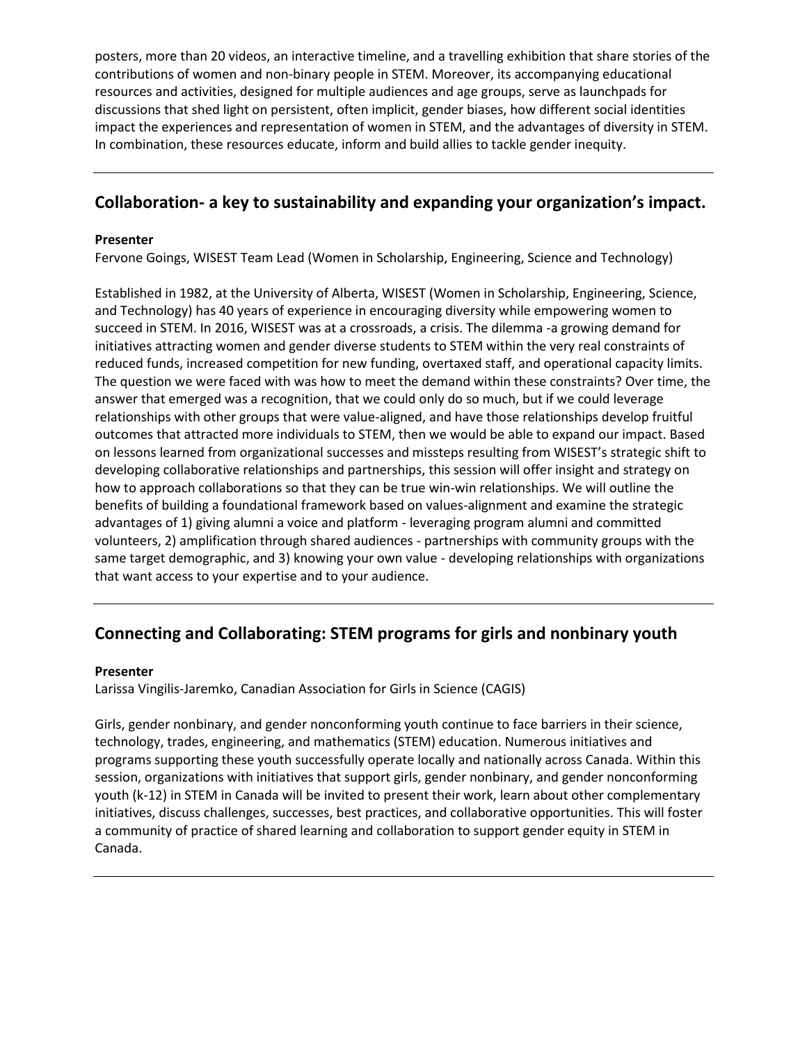posters, more than 20 videos, an interactive timeline, and a travelling exhibition that share stories of the contributions of women and non-binary people in STEM. Moreover, its accompanying educational resources and activities, designed for multiple audiences and age groups, serve as launchpads for discussions that shed light on persistent, often implicit, gender biases, how different social identities impact the experiences and representation of women in STEM, and the advantages of diversity in STEM. In combination, these resources educate, inform and build allies to tackle gender inequity.

---

## Collaboration- a key to sustainability and expanding your organization's impact.

**Presenter**

Fervone Goings, WISEST Team Lead (Women in Scholarship, Engineering, Science and Technology)

Established in 1982, at the University of Alberta, WISEST (Women in Scholarship, Engineering, Science, and Technology) has 40 years of experience in encouraging diversity while empowering women to succeed in STEM. In 2016, WISEST was at a crossroads, a crisis. The dilemma -a growing demand for initiatives attracting women and gender diverse students to STEM within the very real constraints of reduced funds, increased competition for new funding, overtaxed staff, and operational capacity limits. The question we were faced with was how to meet the demand within these constraints? Over time, the answer that emerged was a recognition, that we could only do so much, but if we could leverage relationships with other groups that were value-aligned, and have those relationships develop fruitful outcomes that attracted more individuals to STEM, then we would be able to expand our impact. Based on lessons learned from organizational successes and missteps resulting from WISEST's strategic shift to developing collaborative relationships and partnerships, this session will offer insight and strategy on how to approach collaborations so that they can be true win-win relationships. We will outline the benefits of building a foundational framework based on values-alignment and examine the strategic advantages of 1) giving alumni a voice and platform - leveraging program alumni and committed volunteers, 2) amplification through shared audiences - partnerships with community groups with the same target demographic, and 3) knowing your own value - developing relationships with organizations that want access to your expertise and to your audience.

---

## Connecting and Collaborating: STEM programs for girls and nonbinary youth

**Presenter**

Larissa Vingilis-Jaremko, Canadian Association for Girls in Science (CAGIS)

Girls, gender nonbinary, and gender nonconforming youth continue to face barriers in their science, technology, trades, engineering, and mathematics (STEM) education. Numerous initiatives and programs supporting these youth successfully operate locally and nationally across Canada. Within this session, organizations with initiatives that support girls, gender nonbinary, and gender nonconforming youth (k-12) in STEM in Canada will be invited to present their work, learn about other complementary initiatives, discuss challenges, successes, best practices, and collaborative opportunities. This will foster a community of practice of shared learning and collaboration to support gender equity in STEM in Canada.

---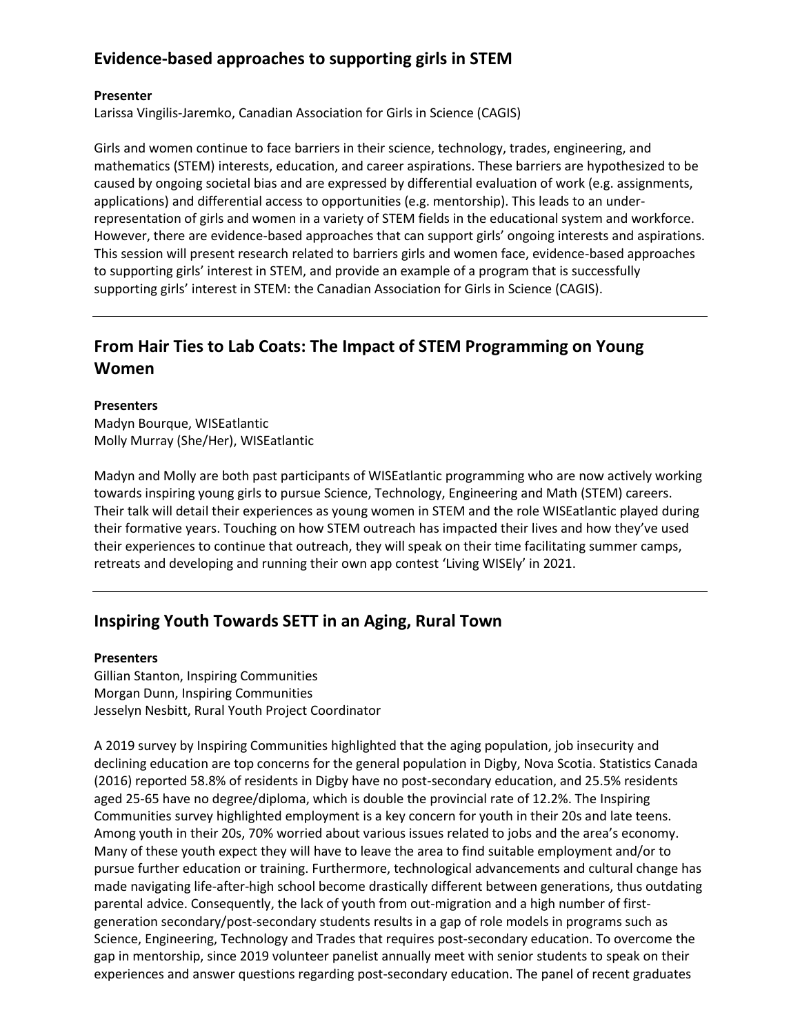## Evidence-based approaches to supporting girls in STEM

**Presenter**
Larissa Vingilis-Jaremko, Canadian Association for Girls in Science (CAGIS)

Girls and women continue to face barriers in their science, technology, trades, engineering, and mathematics (STEM) interests, education, and career aspirations. These barriers are hypothesized to be caused by ongoing societal bias and are expressed by differential evaluation of work (e.g. assignments, applications) and differential access to opportunities (e.g. mentorship). This leads to an under-representation of girls and women in a variety of STEM fields in the educational system and workforce. However, there are evidence-based approaches that can support girls' ongoing interests and aspirations. This session will present research related to barriers girls and women face, evidence-based approaches to supporting girls' interest in STEM, and provide an example of a program that is successfully supporting girls' interest in STEM: the Canadian Association for Girls in Science (CAGIS).

---

## From Hair Ties to Lab Coats: The Impact of STEM Programming on Young Women

**Presenters**
Madyn Bourque, WISEatlantic
Molly Murray (She/Her), WISEatlantic

Madyn and Molly are both past participants of WISEatlantic programming who are now actively working towards inspiring young girls to pursue Science, Technology, Engineering and Math (STEM) careers. Their talk will detail their experiences as young women in STEM and the role WISEatlantic played during their formative years. Touching on how STEM outreach has impacted their lives and how they've used their experiences to continue that outreach, they will speak on their time facilitating summer camps, retreats and developing and running their own app contest 'Living WISEly' in 2021.

---

## Inspiring Youth Towards SETT in an Aging, Rural Town

**Presenters**
Gillian Stanton, Inspiring Communities
Morgan Dunn, Inspiring Communities
Jesselyn Nesbitt, Rural Youth Project Coordinator

A 2019 survey by Inspiring Communities highlighted that the aging population, job insecurity and declining education are top concerns for the general population in Digby, Nova Scotia. Statistics Canada (2016) reported 58.8% of residents in Digby have no post-secondary education, and 25.5% residents aged 25-65 have no degree/diploma, which is double the provincial rate of 12.2%. The Inspiring Communities survey highlighted employment is a key concern for youth in their 20s and late teens. Among youth in their 20s, 70% worried about various issues related to jobs and the area's economy. Many of these youth expect they will have to leave the area to find suitable employment and/or to pursue further education or training. Furthermore, technological advancements and cultural change has made navigating life-after-high school become drastically different between generations, thus outdating parental advice. Consequently, the lack of youth from out-migration and a high number of first-generation secondary/post-secondary students results in a gap of role models in programs such as Science, Engineering, Technology and Trades that requires post-secondary education. To overcome the gap in mentorship, since 2019 volunteer panelist annually meet with senior students to speak on their experiences and answer questions regarding post-secondary education. The panel of recent graduates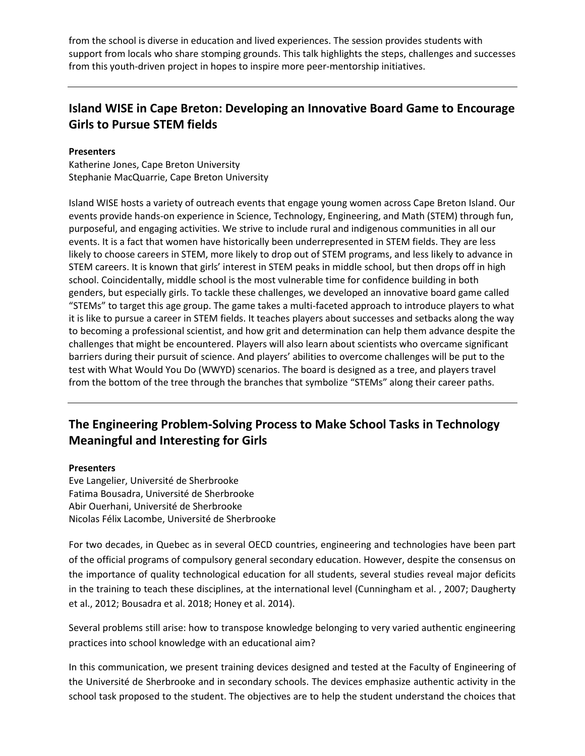from the school is diverse in education and lived experiences. The session provides students with support from locals who share stomping grounds. This talk highlights the steps, challenges and successes from this youth-driven project in hopes to inspire more peer-mentorship initiatives.

---

## Island WISE in Cape Breton: Developing an Innovative Board Game to Encourage Girls to Pursue STEM fields

**Presenters**
Katherine Jones, Cape Breton University
Stephanie MacQuarrie, Cape Breton University

Island WISE hosts a variety of outreach events that engage young women across Cape Breton Island. Our events provide hands-on experience in Science, Technology, Engineering, and Math (STEM) through fun, purposeful, and engaging activities. We strive to include rural and indigenous communities in all our events. It is a fact that women have historically been underrepresented in STEM fields. They are less likely to choose careers in STEM, more likely to drop out of STEM programs, and less likely to advance in STEM careers. It is known that girls' interest in STEM peaks in middle school, but then drops off in high school. Coincidentally, middle school is the most vulnerable time for confidence building in both genders, but especially girls. To tackle these challenges, we developed an innovative board game called "STEMs" to target this age group. The game takes a multi-faceted approach to introduce players to what it is like to pursue a career in STEM fields. It teaches players about successes and setbacks along the way to becoming a professional scientist, and how grit and determination can help them advance despite the challenges that might be encountered. Players will also learn about scientists who overcame significant barriers during their pursuit of science. And players' abilities to overcome challenges will be put to the test with What Would You Do (WWYD) scenarios. The board is designed as a tree, and players travel from the bottom of the tree through the branches that symbolize "STEMs" along their career paths.

---

## The Engineering Problem-Solving Process to Make School Tasks in Technology Meaningful and Interesting for Girls

**Presenters**
Eve Langelier, Université de Sherbrooke
Fatima Bousadra, Université de Sherbrooke
Abir Ouerhani, Université de Sherbrooke
Nicolas Félix Lacombe, Université de Sherbrooke

For two decades, in Quebec as in several OECD countries, engineering and technologies have been part of the official programs of compulsory general secondary education. However, despite the consensus on the importance of quality technological education for all students, several studies reveal major deficits in the training to teach these disciplines, at the international level (Cunningham et al. , 2007; Daugherty et al., 2012; Bousadra et al. 2018; Honey et al. 2014).

Several problems still arise: how to transpose knowledge belonging to very varied authentic engineering practices into school knowledge with an educational aim?

In this communication, we present training devices designed and tested at the Faculty of Engineering of the Université de Sherbrooke and in secondary schools. The devices emphasize authentic activity in the school task proposed to the student. The objectives are to help the student understand the choices that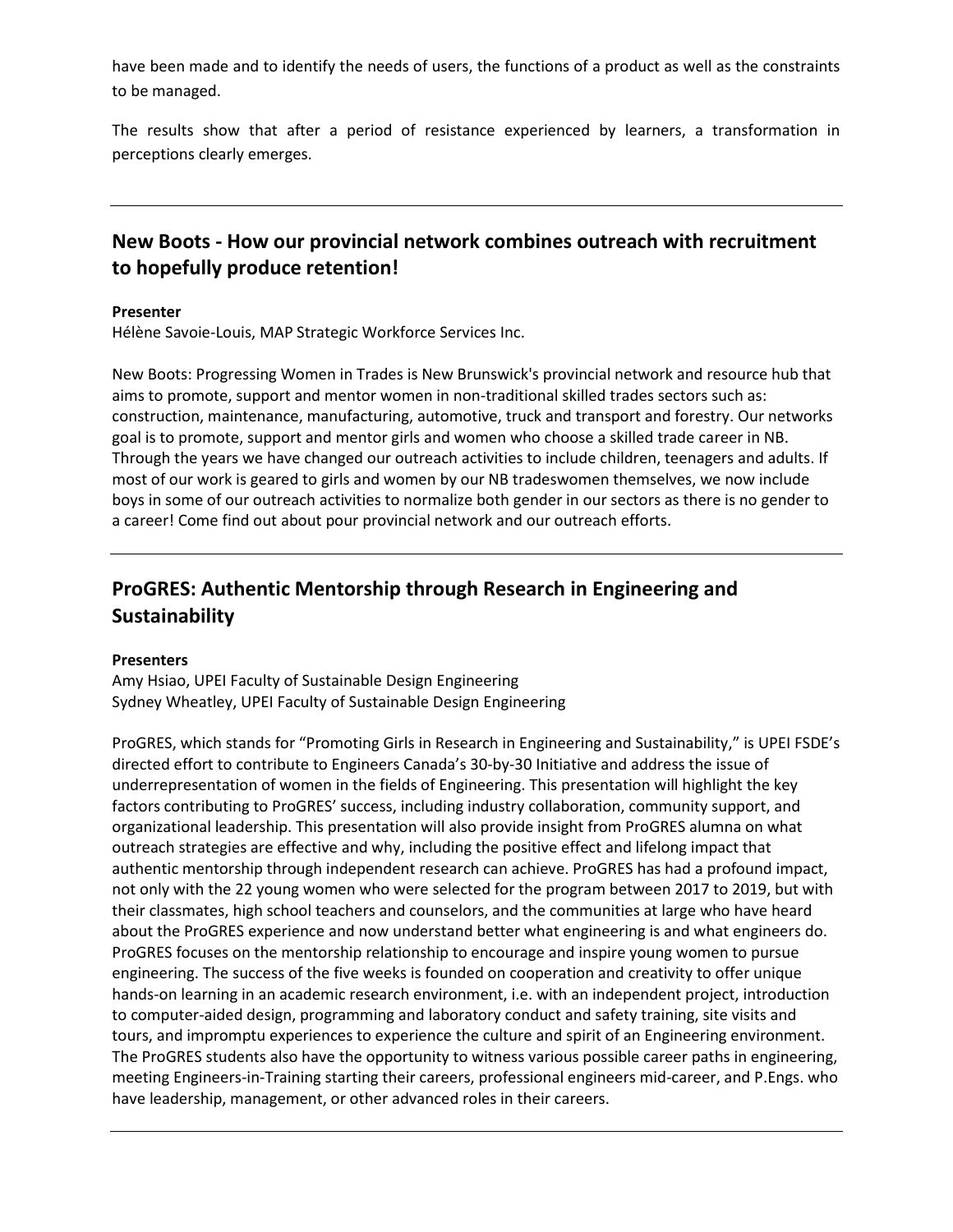have been made and to identify the needs of users, the functions of a product as well as the constraints to be managed.

The results show that after a period of resistance experienced by learners, a transformation in perceptions clearly emerges.

---

## New Boots - How our provincial network combines outreach with recruitment to hopefully produce retention!

**Presenter**
Hélène Savoie-Louis, MAP Strategic Workforce Services Inc.

New Boots: Progressing Women in Trades is New Brunswick's provincial network and resource hub that aims to promote, support and mentor women in non-traditional skilled trades sectors such as: construction, maintenance, manufacturing, automotive, truck and transport and forestry. Our networks goal is to promote, support and mentor girls and women who choose a skilled trade career in NB. Through the years we have changed our outreach activities to include children, teenagers and adults. If most of our work is geared to girls and women by our NB tradeswomen themselves, we now include boys in some of our outreach activities to normalize both gender in our sectors as there is no gender to a career! Come find out about pour provincial network and our outreach efforts.

---

## ProGRES: Authentic Mentorship through Research in Engineering and Sustainability

**Presenters**
Amy Hsiao, UPEI Faculty of Sustainable Design Engineering
Sydney Wheatley, UPEI Faculty of Sustainable Design Engineering

ProGRES, which stands for "Promoting Girls in Research in Engineering and Sustainability," is UPEI FSDE's directed effort to contribute to Engineers Canada's 30-by-30 Initiative and address the issue of underrepresentation of women in the fields of Engineering. This presentation will highlight the key factors contributing to ProGRES' success, including industry collaboration, community support, and organizational leadership. This presentation will also provide insight from ProGRES alumna on what outreach strategies are effective and why, including the positive effect and lifelong impact that authentic mentorship through independent research can achieve. ProGRES has had a profound impact, not only with the 22 young women who were selected for the program between 2017 to 2019, but with their classmates, high school teachers and counselors, and the communities at large who have heard about the ProGRES experience and now understand better what engineering is and what engineers do. ProGRES focuses on the mentorship relationship to encourage and inspire young women to pursue engineering. The success of the five weeks is founded on cooperation and creativity to offer unique hands-on learning in an academic research environment, i.e. with an independent project, introduction to computer-aided design, programming and laboratory conduct and safety training, site visits and tours, and impromptu experiences to experience the culture and spirit of an Engineering environment. The ProGRES students also have the opportunity to witness various possible career paths in engineering, meeting Engineers-in-Training starting their careers, professional engineers mid-career, and P.Engs. who have leadership, management, or other advanced roles in their careers.

---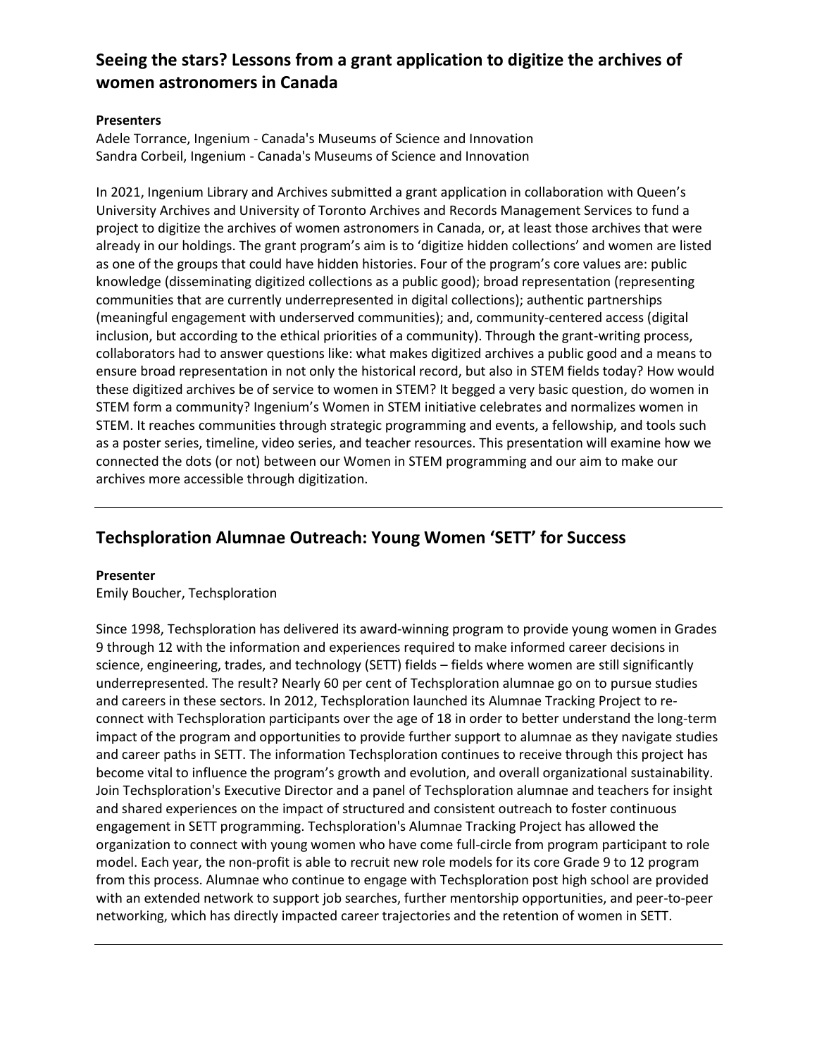## Seeing the stars? Lessons from a grant application to digitize the archives of women astronomers in Canada

**Presenters**
Adele Torrance, Ingenium - Canada's Museums of Science and Innovation
Sandra Corbeil, Ingenium - Canada's Museums of Science and Innovation

In 2021, Ingenium Library and Archives submitted a grant application in collaboration with Queen's University Archives and University of Toronto Archives and Records Management Services to fund a project to digitize the archives of women astronomers in Canada, or, at least those archives that were already in our holdings. The grant program's aim is to 'digitize hidden collections' and women are listed as one of the groups that could have hidden histories. Four of the program's core values are: public knowledge (disseminating digitized collections as a public good); broad representation (representing communities that are currently underrepresented in digital collections); authentic partnerships (meaningful engagement with underserved communities); and, community-centered access (digital inclusion, but according to the ethical priorities of a community). Through the grant-writing process, collaborators had to answer questions like: what makes digitized archives a public good and a means to ensure broad representation in not only the historical record, but also in STEM fields today? How would these digitized archives be of service to women in STEM? It begged a very basic question, do women in STEM form a community? Ingenium's Women in STEM initiative celebrates and normalizes women in STEM. It reaches communities through strategic programming and events, a fellowship, and tools such as a poster series, timeline, video series, and teacher resources. This presentation will examine how we connected the dots (or not) between our Women in STEM programming and our aim to make our archives more accessible through digitization.

---

## Techsploration Alumnae Outreach: Young Women 'SETT' for Success

**Presenter**
Emily Boucher, Techsploration

Since 1998, Techsploration has delivered its award-winning program to provide young women in Grades 9 through 12 with the information and experiences required to make informed career decisions in science, engineering, trades, and technology (SETT) fields – fields where women are still significantly underrepresented. The result? Nearly 60 per cent of Techsploration alumnae go on to pursue studies and careers in these sectors. In 2012, Techsploration launched its Alumnae Tracking Project to re-connect with Techsploration participants over the age of 18 in order to better understand the long-term impact of the program and opportunities to provide further support to alumnae as they navigate studies and career paths in SETT. The information Techsploration continues to receive through this project has become vital to influence the program's growth and evolution, and overall organizational sustainability. Join Techsploration's Executive Director and a panel of Techsploration alumnae and teachers for insight and shared experiences on the impact of structured and consistent outreach to foster continuous engagement in SETT programming. Techsploration's Alumnae Tracking Project has allowed the organization to connect with young women who have come full-circle from program participant to role model. Each year, the non-profit is able to recruit new role models for its core Grade 9 to 12 program from this process. Alumnae who continue to engage with Techsploration post high school are provided with an extended network to support job searches, further mentorship opportunities, and peer-to-peer networking, which has directly impacted career trajectories and the retention of women in SETT.

---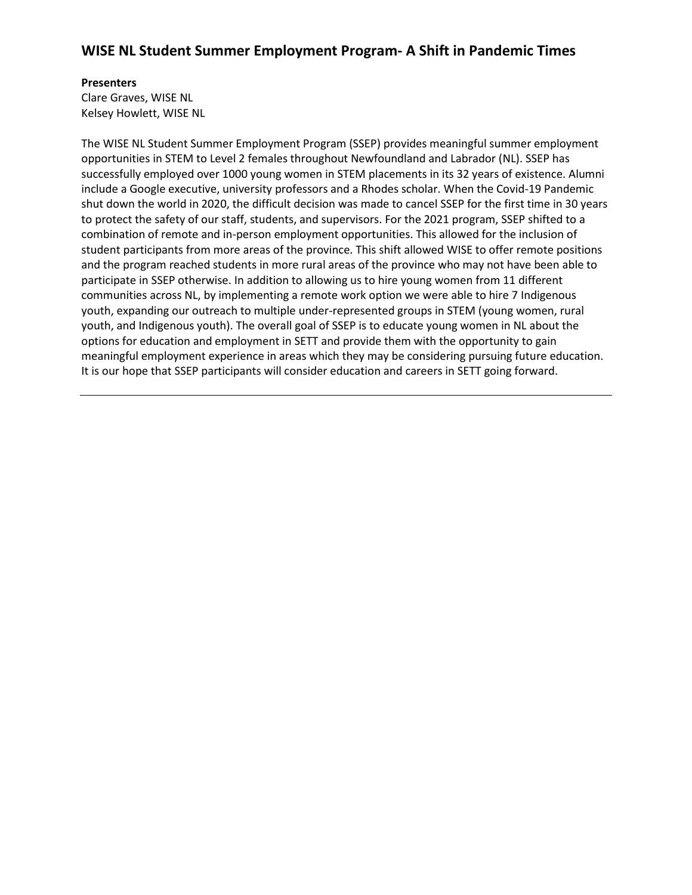## WISE NL Student Summer Employment Program- A Shift in Pandemic Times

**Presenters**
Clare Graves, WISE NL
Kelsey Howlett, WISE NL

The WISE NL Student Summer Employment Program (SSEP) provides meaningful summer employment opportunities in STEM to Level 2 females throughout Newfoundland and Labrador (NL). SSEP has successfully employed over 1000 young women in STEM placements in its 32 years of existence. Alumni include a Google executive, university professors and a Rhodes scholar. When the Covid-19 Pandemic shut down the world in 2020, the difficult decision was made to cancel SSEP for the first time in 30 years to protect the safety of our staff, students, and supervisors. For the 2021 program, SSEP shifted to a combination of remote and in-person employment opportunities. This allowed for the inclusion of student participants from more areas of the province. This shift allowed WISE to offer remote positions and the program reached students in more rural areas of the province who may not have been able to participate in SSEP otherwise. In addition to allowing us to hire young women from 11 different communities across NL, by implementing a remote work option we were able to hire 7 Indigenous youth, expanding our outreach to multiple under-represented groups in STEM (young women, rural youth, and Indigenous youth). The overall goal of SSEP is to educate young women in NL about the options for education and employment in SETT and provide them with the opportunity to gain meaningful employment experience in areas which they may be considering pursuing future education. It is our hope that SSEP participants will consider education and careers in SETT going forward.

---